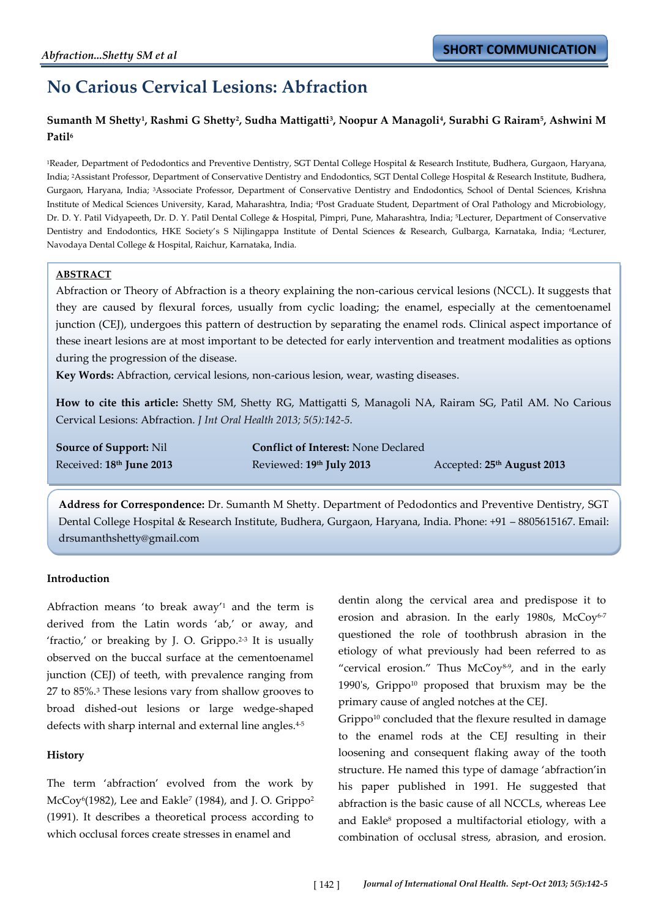SHORT COMMUNICATION

# No Carious Cervical Lesions: Abfraction

**Sumanth M Shetty[1], Rashmi G Shetty[2], Sudha Mattigatti[3], Noopur A Managoli[4], Surabhi G Rairam[5], Ashwini M Patil[6]**

[1]Reader, Department of Pedodontics and Preventive Dentistry, SGT Dental College Hospital & Research Institute, Budhera, Gurgaon, Haryana, India; [2]Assistant Professor, Department of Conservative Dentistry and Endodontics, SGT Dental College Hospital & Research Institute, Budhera, Gurgaon, Haryana, India; [3]Associate Professor, Department of Conservative Dentistry and Endodontics, School of Dental Sciences, Krishna Institute of Medical Sciences University, Karad, Maharashtra, India; [4]Post Graduate Student, Department of Oral Pathology and Microbiology, Dr. D. Y. Patil Vidyapeeth, Dr. D. Y. Patil Dental College & Hospital, Pimpri, Pune, Maharashtra, India; [5]Lecturer, Department of Conservative Dentistry and Endodontics, HKE Society's S Nijlingappa Institute of Dental Sciences & Research, Gulbarga, Karnataka, India; [6]Lecturer, Navodaya Dental College & Hospital, Raichur, Karnataka, India.

**ABSTRACT**

Abfraction or Theory of Abfraction is a theory explaining the non-carious cervical lesions (NCCL). It suggests that they are caused by flexural forces, usually from cyclic loading; the enamel, especially at the cementoenamel junction (CEJ), undergoes this pattern of destruction by separating the enamel rods. Clinical aspect importance of these ineart lesions are at most important to be detected for early intervention and treatment modalities as options during the progression of the disease.

**Key Words:** Abfraction, cervical lesions, non-carious lesion, wear, wasting diseases.

**How to cite this article:** Shetty SM, Shetty RG, Mattigatti S, Managoli NA, Rairam SG, Patil AM. No Carious Cervical Lesions: Abfraction. *J Int Oral Health 2013; 5(5):142-5.*

**Source of Support:** Nil
**Conflict of Interest:** None Declared
Received: **18th June 2013**
Reviewed: **19th July 2013**
Accepted: **25th August 2013**

**Address for Correspondence:** Dr. Sumanth M Shetty. Department of Pedodontics and Preventive Dentistry, SGT Dental College Hospital & Research Institute, Budhera, Gurgaon, Haryana, India. Phone: +91 – 8805615167. Email: drsumanthshetty@gmail.com

### Introduction

Abfraction means 'to break away'[1] and the term is derived from the Latin words 'ab,' or away, and 'fractio,' or breaking by J. O. Grippo.[2-3] It is usually observed on the buccal surface at the cementoenamel junction (CEJ) of teeth, with prevalence ranging from 27 to 85%.[3] These lesions vary from shallow grooves to broad dished-out lesions or large wedge-shaped defects with sharp internal and external line angles.[4-5]

### History

The term 'abfraction' evolved from the work by McCoy[6](1982), Lee and Eakle[7] (1984), and J. O. Grippo[2] (1991). It describes a theoretical process according to which occlusal forces create stresses in enamel and dentin along the cervical area and predispose it to erosion and abrasion. In the early 1980s, McCoy[6-7] questioned the role of toothbrush abrasion in the etiology of what previously had been referred to as "cervical erosion." Thus McCoy[8-9], and in the early 1990's, Grippo[10] proposed that bruxism may be the primary cause of angled notches at the CEJ.

Grippo[10] concluded that the flexure resulted in damage to the enamel rods at the CEJ resulting in their loosening and consequent flaking away of the tooth structure. He named this type of damage 'abfraction'in his paper published in 1991. He suggested that abfraction is the basic cause of all NCCLs, whereas Lee and Eakle[8] proposed a multifactorial etiology, with a combination of occlusal stress, abrasion, and erosion.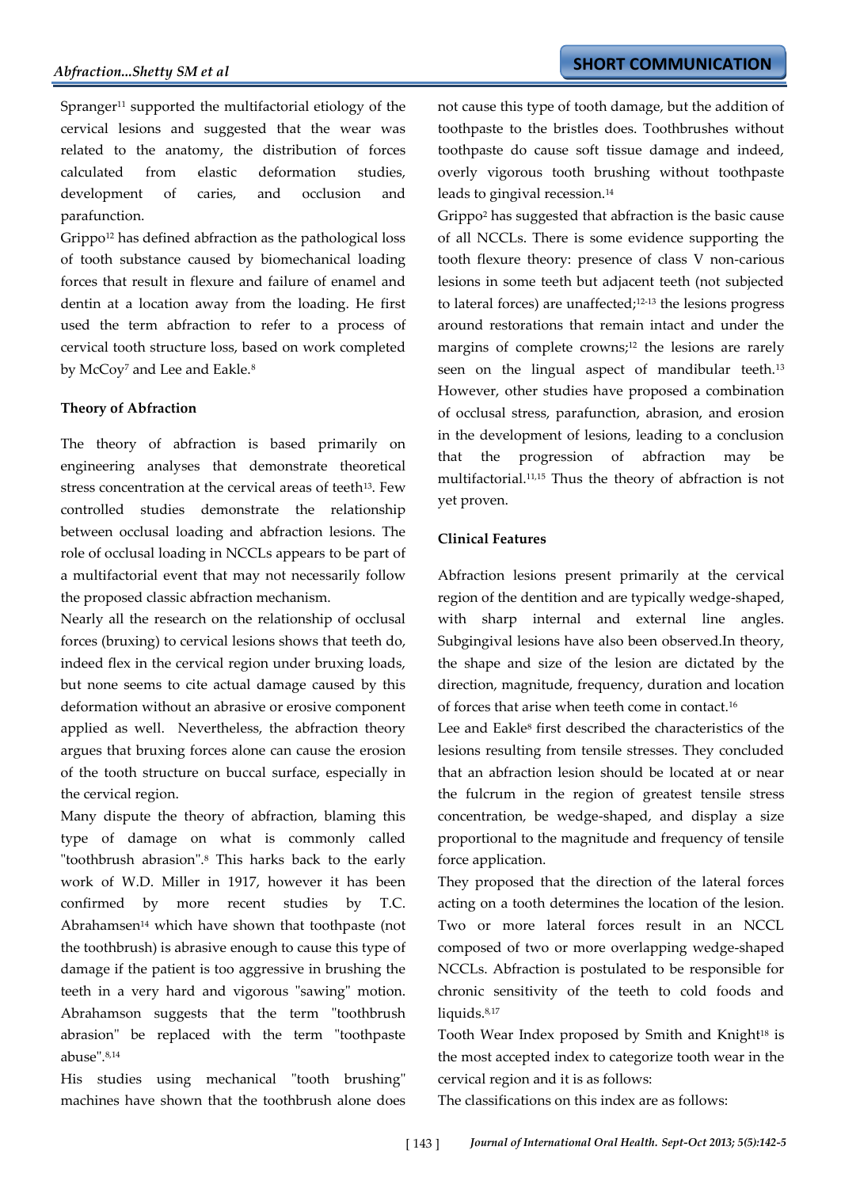Spranger[11] supported the multifactorial etiology of the cervical lesions and suggested that the wear was related to the anatomy, the distribution of forces calculated from elastic deformation studies, development of caries, and occlusion and parafunction.

Grippo[12] has defined abfraction as the pathological loss of tooth substance caused by biomechanical loading forces that result in flexure and failure of enamel and dentin at a location away from the loading. He first used the term abfraction to refer to a process of cervical tooth structure loss, based on work completed by McCoy[7] and Lee and Eakle.[8]

**Theory of Abfraction**

The theory of abfraction is based primarily on engineering analyses that demonstrate theoretical stress concentration at the cervical areas of teeth[13]. Few controlled studies demonstrate the relationship between occlusal loading and abfraction lesions. The role of occlusal loading in NCCLs appears to be part of a multifactorial event that may not necessarily follow the proposed classic abfraction mechanism.

Nearly all the research on the relationship of occlusal forces (bruxing) to cervical lesions shows that teeth do, indeed flex in the cervical region under bruxing loads, but none seems to cite actual damage caused by this deformation without an abrasive or erosive component applied as well. Nevertheless, the abfraction theory argues that bruxing forces alone can cause the erosion of the tooth structure on buccal surface, especially in the cervical region.

Many dispute the theory of abfraction, blaming this type of damage on what is commonly called "toothbrush abrasion".[8] This harks back to the early work of W.D. Miller in 1917, however it has been confirmed by more recent studies by T.C. Abrahamsen[14] which have shown that toothpaste (not the toothbrush) is abrasive enough to cause this type of damage if the patient is too aggressive in brushing the teeth in a very hard and vigorous "sawing" motion. Abrahamson suggests that the term "toothbrush abrasion" be replaced with the term "toothpaste abuse".[8,14]

His studies using mechanical "tooth brushing" machines have shown that the toothbrush alone does not cause this type of tooth damage, but the addition of toothpaste to the bristles does. Toothbrushes without toothpaste do cause soft tissue damage and indeed, overly vigorous tooth brushing without toothpaste leads to gingival recession.[14]

Grippo[2] has suggested that abfraction is the basic cause of all NCCLs. There is some evidence supporting the tooth flexure theory: presence of class V non-carious lesions in some teeth but adjacent teeth (not subjected to lateral forces) are unaffected;[12-13] the lesions progress around restorations that remain intact and under the margins of complete crowns;[12] the lesions are rarely seen on the lingual aspect of mandibular teeth.[13] However, other studies have proposed a combination of occlusal stress, parafunction, abrasion, and erosion in the development of lesions, leading to a conclusion that the progression of abfraction may be multifactorial.[11,15] Thus the theory of abfraction is not yet proven.

**Clinical Features**

Abfraction lesions present primarily at the cervical region of the dentition and are typically wedge-shaped, with sharp internal and external line angles. Subgingival lesions have also been observed.In theory, the shape and size of the lesion are dictated by the direction, magnitude, frequency, duration and location of forces that arise when teeth come in contact.[16]

Lee and Eakle[8] first described the characteristics of the lesions resulting from tensile stresses. They concluded that an abfraction lesion should be located at or near the fulcrum in the region of greatest tensile stress concentration, be wedge-shaped, and display a size proportional to the magnitude and frequency of tensile force application.

They proposed that the direction of the lateral forces acting on a tooth determines the location of the lesion. Two or more lateral forces result in an NCCL composed of two or more overlapping wedge-shaped NCCLs. Abfraction is postulated to be responsible for chronic sensitivity of the teeth to cold foods and liquids.[8,17]

Tooth Wear Index proposed by Smith and Knight[18] is the most accepted index to categorize tooth wear in the cervical region and it is as follows:

The classifications on this index are as follows: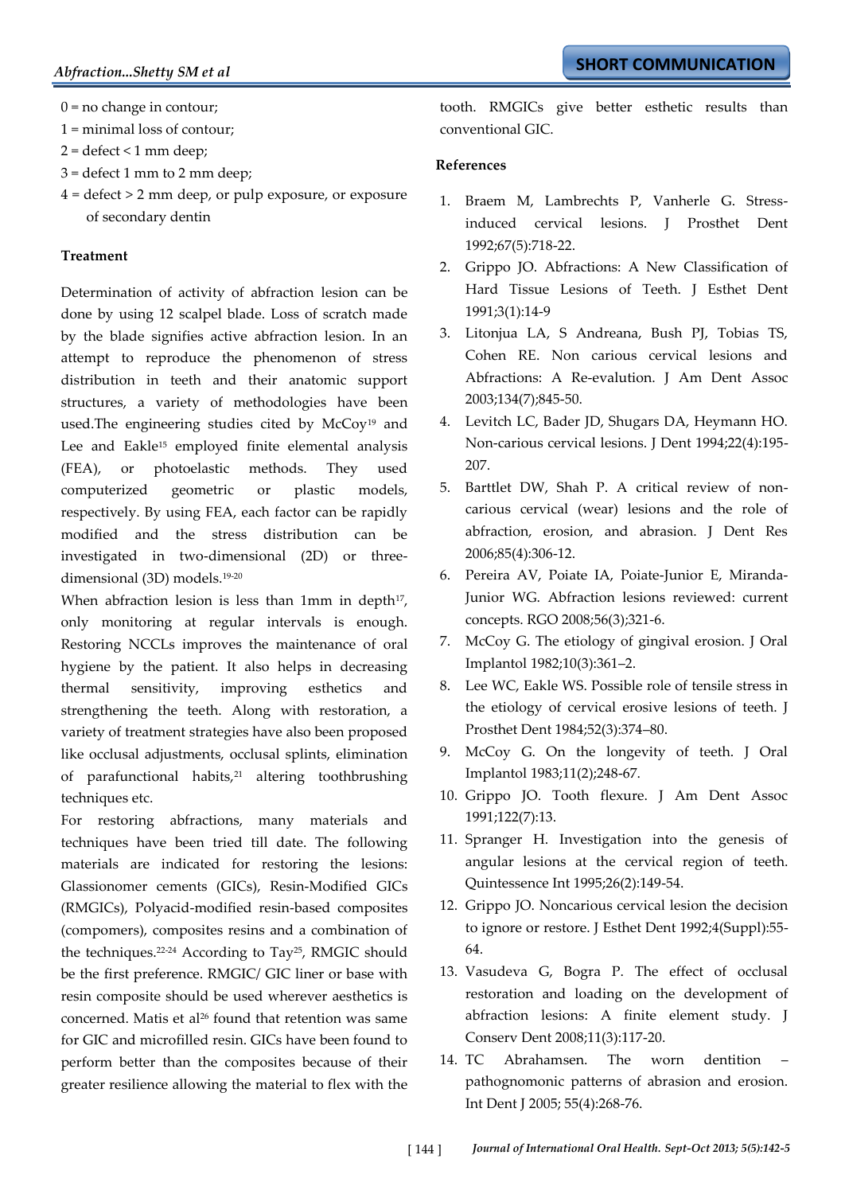0 = no change in contour;

1 = minimal loss of contour;

2 = defect < 1 mm deep;

3 = defect 1 mm to 2 mm deep;

4 = defect > 2 mm deep, or pulp exposure, or exposure of secondary dentin

### Treatment

Determination of activity of abfraction lesion can be done by using 12 scalpel blade. Loss of scratch made by the blade signifies active abfraction lesion. In an attempt to reproduce the phenomenon of stress distribution in teeth and their anatomic support structures, a variety of methodologies have been used.The engineering studies cited by McCoy[19] and Lee and Eakle[15] employed finite elemental analysis (FEA), or photoelastic methods. They used computerized geometric or plastic models, respectively. By using FEA, each factor can be rapidly modified and the stress distribution can be investigated in two-dimensional (2D) or three-dimensional (3D) models.[19-20]

When abfraction lesion is less than 1mm in depth[17], only monitoring at regular intervals is enough. Restoring NCCLs improves the maintenance of oral hygiene by the patient. It also helps in decreasing thermal sensitivity, improving esthetics and strengthening the teeth. Along with restoration, a variety of treatment strategies have also been proposed like occlusal adjustments, occlusal splints, elimination of parafunctional habits,[21] altering toothbrushing techniques etc.

For restoring abfractions, many materials and techniques have been tried till date. The following materials are indicated for restoring the lesions: Glassionomer cements (GICs), Resin-Modified GICs (RMGICs), Polyacid-modified resin-based composites (compomers), composites resins and a combination of the techniques.[22-24] According to Tay[25], RMGIC should be the first preference. RMGIC/ GIC liner or base with resin composite should be used wherever aesthetics is concerned. Matis et al[26] found that retention was same for GIC and microfilled resin. GICs have been found to perform better than the composites because of their greater resilience allowing the material to flex with the tooth. RMGICs give better esthetic results than conventional GIC.

### References

1. Braem M, Lambrechts P, Vanherle G. Stress-induced cervical lesions. J Prosthet Dent 1992;67(5):718-22.
2. Grippo JO. Abfractions: A New Classification of Hard Tissue Lesions of Teeth. J Esthet Dent 1991;3(1):14-9
3. Litonjua LA, S Andreana, Bush PJ, Tobias TS, Cohen RE. Non carious cervical lesions and Abfractions: A Re-evalution. J Am Dent Assoc 2003;134(7);845-50.
4. Levitch LC, Bader JD, Shugars DA, Heymann HO. Non-carious cervical lesions. J Dent 1994;22(4):195-207.
5. Barttlet DW, Shah P. A critical review of non-carious cervical (wear) lesions and the role of abfraction, erosion, and abrasion. J Dent Res 2006;85(4):306-12.
6. Pereira AV, Poiate IA, Poiate-Junior E, Miranda-Junior WG. Abfraction lesions reviewed: current concepts. RGO 2008;56(3);321-6.
7. McCoy G. The etiology of gingival erosion. J Oral Implantol 1982;10(3):361–2.
8. Lee WC, Eakle WS. Possible role of tensile stress in the etiology of cervical erosive lesions of teeth. J Prosthet Dent 1984;52(3):374–80.
9. McCoy G. On the longevity of teeth. J Oral Implantol 1983;11(2);248-67.
10. Grippo JO. Tooth flexure. J Am Dent Assoc 1991;122(7):13.
11. Spranger H. Investigation into the genesis of angular lesions at the cervical region of teeth. Quintessence Int 1995;26(2):149-54.
12. Grippo JO. Noncarious cervical lesion the decision to ignore or restore. J Esthet Dent 1992;4(Suppl):55-64.
13. Vasudeva G, Bogra P. The effect of occlusal restoration and loading on the development of abfraction lesions: A finite element study. J Conserv Dent 2008;11(3):117-20.
14. TC Abrahamsen. The worn dentition – pathognomonic patterns of abrasion and erosion. Int Dent J 2005; 55(4):268-76.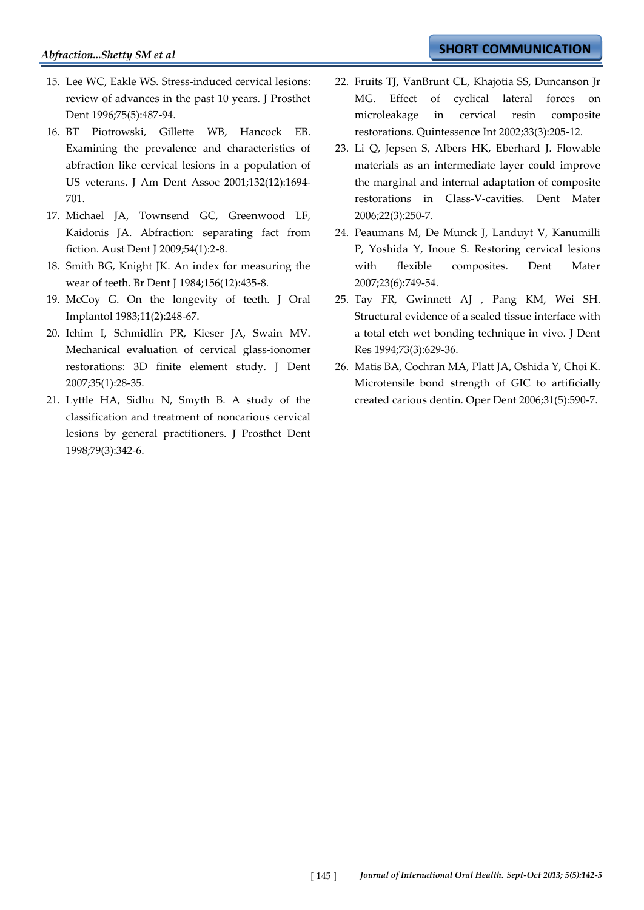15. Lee WC, Eakle WS. Stress-induced cervical lesions: review of advances in the past 10 years. J Prosthet Dent 1996;75(5):487-94.
16. BT Piotrowski, Gillette WB, Hancock EB. Examining the prevalence and characteristics of abfraction like cervical lesions in a population of US veterans. J Am Dent Assoc 2001;132(12):1694-701.
17. Michael JA, Townsend GC, Greenwood LF, Kaidonis JA. Abfraction: separating fact from fiction. Aust Dent J 2009;54(1):2-8.
18. Smith BG, Knight JK. An index for measuring the wear of teeth. Br Dent J 1984;156(12):435-8.
19. McCoy G. On the longevity of teeth. J Oral Implantol 1983;11(2):248-67.
20. Ichim I, Schmidlin PR, Kieser JA, Swain MV. Mechanical evaluation of cervical glass-ionomer restorations: 3D finite element study. J Dent 2007;35(1):28-35.
21. Lyttle HA, Sidhu N, Smyth B. A study of the classification and treatment of noncarious cervical lesions by general practitioners. J Prosthet Dent 1998;79(3):342-6.
22. Fruits TJ, VanBrunt CL, Khajotia SS, Duncanson Jr MG. Effect of cyclical lateral forces on microleakage in cervical resin composite restorations. Quintessence Int 2002;33(3):205-12.
23. Li Q, Jepsen S, Albers HK, Eberhard J. Flowable materials as an intermediate layer could improve the marginal and internal adaptation of composite restorations in Class-V-cavities. Dent Mater 2006;22(3):250-7.
24. Peaumans M, De Munck J, Landuyt V, Kanumilli P, Yoshida Y, Inoue S. Restoring cervical lesions with flexible composites. Dent Mater 2007;23(6):749-54.
25. Tay FR, Gwinnett AJ , Pang KM, Wei SH. Structural evidence of a sealed tissue interface with a total etch wet bonding technique in vivo. J Dent Res 1994;73(3):629-36.
26. Matis BA, Cochran MA, Platt JA, Oshida Y, Choi K. Microtensile bond strength of GIC to artificially created carious dentin. Oper Dent 2006;31(5):590-7.